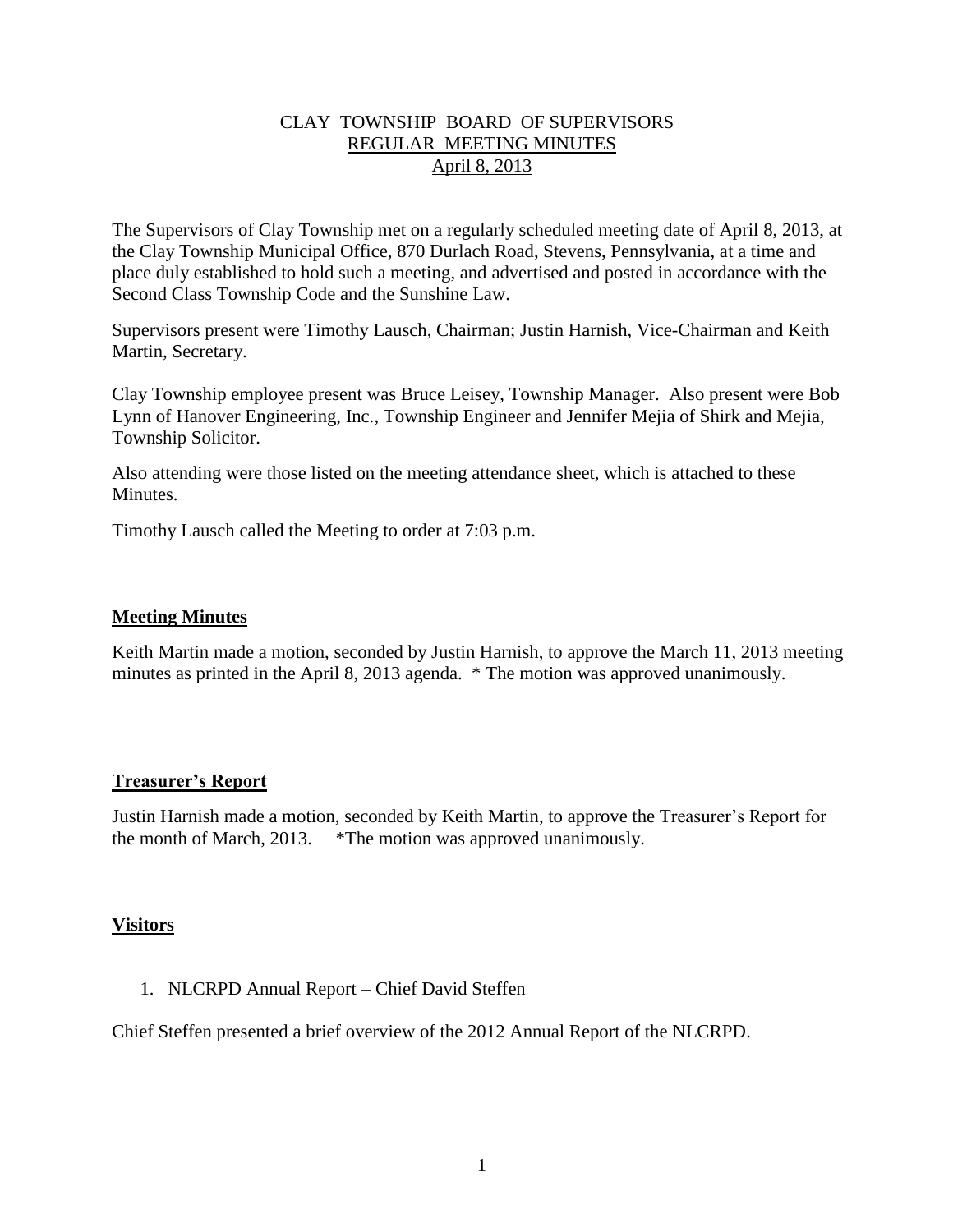# CLAY TOWNSHIP BOARD OF SUPERVISORS
## REGULAR MEETING MINUTES
### April 8, 2013

The Supervisors of Clay Township met on a regularly scheduled meeting date of April 8, 2013, at the Clay Township Municipal Office, 870 Durlach Road, Stevens, Pennsylvania, at a time and place duly established to hold such a meeting, and advertised and posted in accordance with the Second Class Township Code and the Sunshine Law.

Supervisors present were Timothy Lausch, Chairman; Justin Harnish, Vice-Chairman and Keith Martin, Secretary.

Clay Township employee present was Bruce Leisey, Township Manager. Also present were Bob Lynn of Hanover Engineering, Inc., Township Engineer and Jennifer Mejia of Shirk and Mejia, Township Solicitor.

Also attending were those listed on the meeting attendance sheet, which is attached to these Minutes.

Timothy Lausch called the Meeting to order at 7:03 p.m.

**Meeting Minutes**

Keith Martin made a motion, seconded by Justin Harnish, to approve the March 11, 2013 meeting minutes as printed in the April 8, 2013 agenda. * The motion was approved unanimously.

**Treasurer's Report**

Justin Harnish made a motion, seconded by Keith Martin, to approve the Treasurer's Report for the month of March, 2013. *The motion was approved unanimously.

**Visitors**

1. NLCRPD Annual Report – Chief David Steffen

Chief Steffen presented a brief overview of the 2012 Annual Report of the NLCRPD.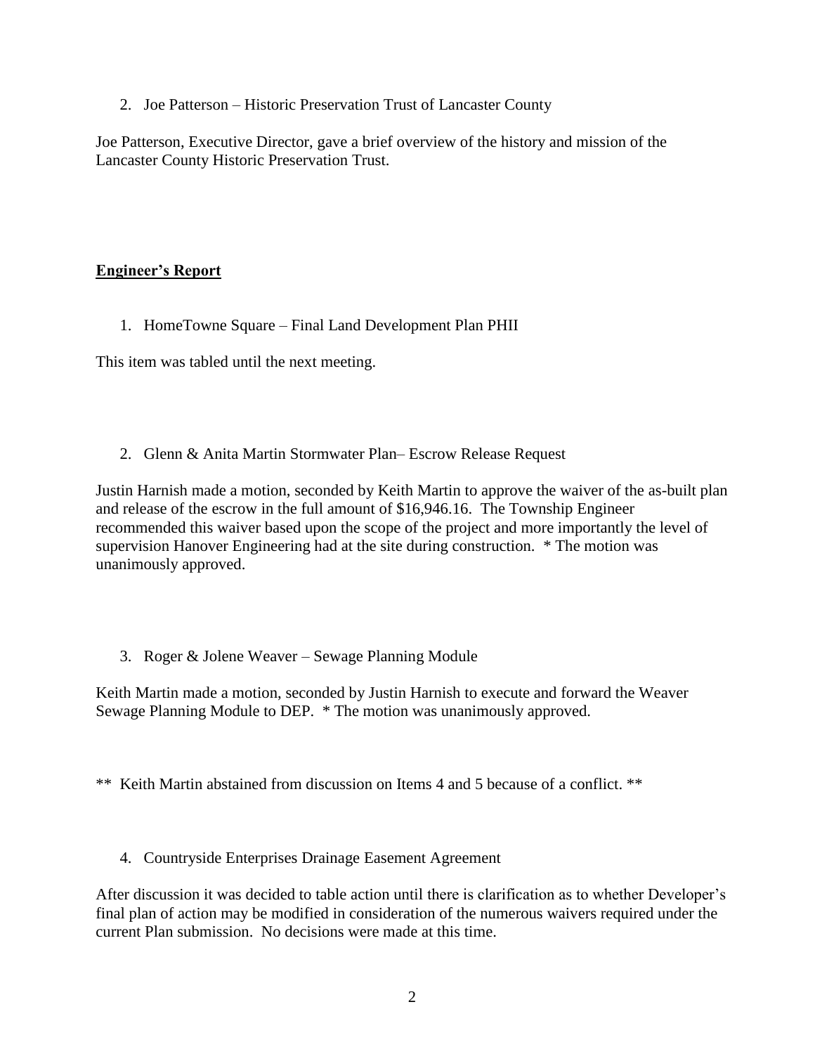2. Joe Patterson – Historic Preservation Trust of Lancaster County

Joe Patterson, Executive Director, gave a brief overview of the history and mission of the Lancaster County Historic Preservation Trust.

**Engineer's Report**

1. HomeTowne Square – Final Land Development Plan PHII

This item was tabled until the next meeting.

2. Glenn & Anita Martin Stormwater Plan– Escrow Release Request

Justin Harnish made a motion, seconded by Keith Martin to approve the waiver of the as-built plan and release of the escrow in the full amount of $16,946.16. The Township Engineer recommended this waiver based upon the scope of the project and more importantly the level of supervision Hanover Engineering had at the site during construction. * The motion was unanimously approved.

3. Roger & Jolene Weaver – Sewage Planning Module

Keith Martin made a motion, seconded by Justin Harnish to execute and forward the Weaver Sewage Planning Module to DEP. * The motion was unanimously approved.

** Keith Martin abstained from discussion on Items 4 and 5 because of a conflict. **

4. Countryside Enterprises Drainage Easement Agreement

After discussion it was decided to table action until there is clarification as to whether Developer's final plan of action may be modified in consideration of the numerous waivers required under the current Plan submission. No decisions were made at this time.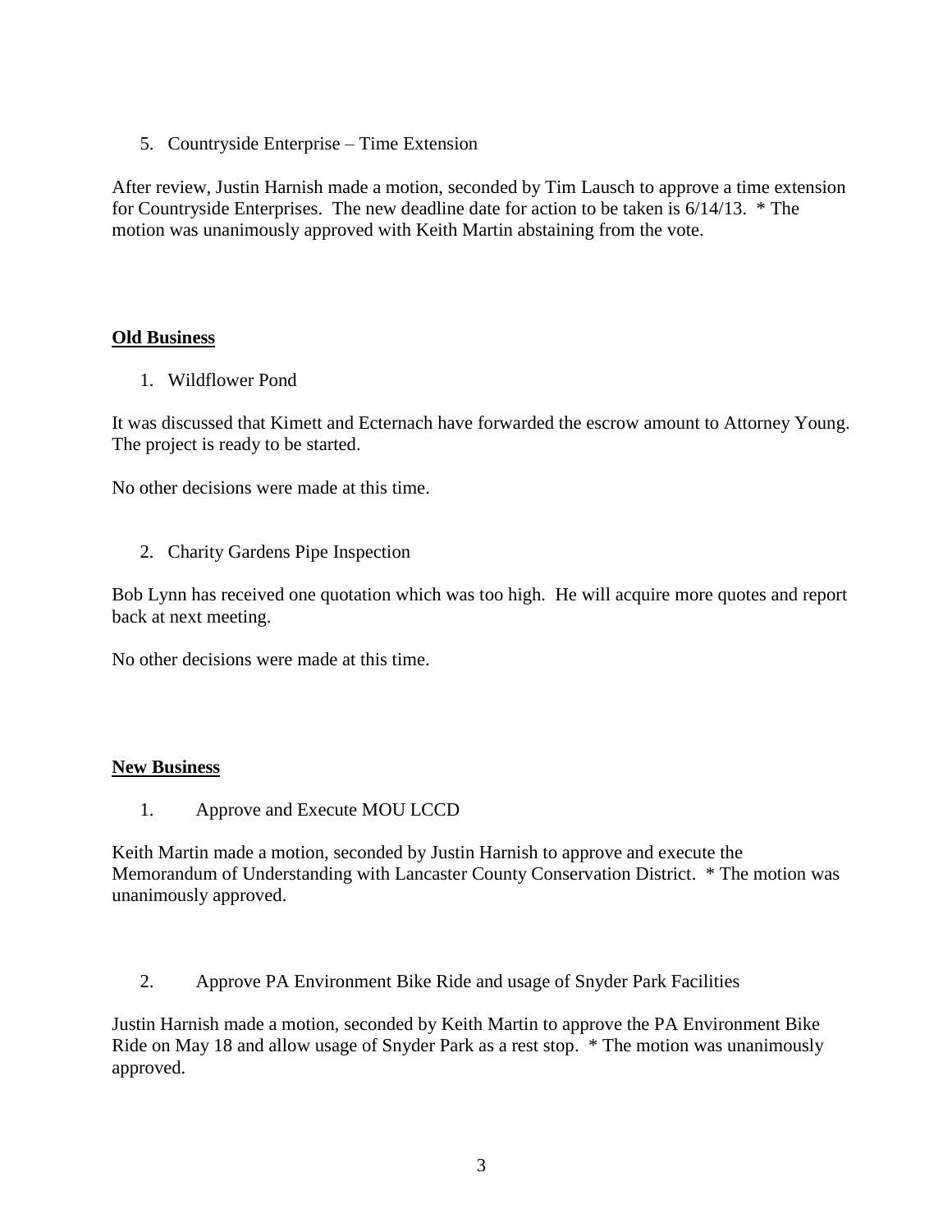5. Countryside Enterprise – Time Extension

After review, Justin Harnish made a motion, seconded by Tim Lausch to approve a time extension for Countryside Enterprises. The new deadline date for action to be taken is 6/14/13. * The motion was unanimously approved with Keith Martin abstaining from the vote.

## Old Business

1. Wildflower Pond

It was discussed that Kimett and Ecternach have forwarded the escrow amount to Attorney Young. The project is ready to be started.

No other decisions were made at this time.

2. Charity Gardens Pipe Inspection

Bob Lynn has received one quotation which was too high. He will acquire more quotes and report back at next meeting.

No other decisions were made at this time.

## New Business

1. Approve and Execute MOU LCCD

Keith Martin made a motion, seconded by Justin Harnish to approve and execute the Memorandum of Understanding with Lancaster County Conservation District. * The motion was unanimously approved.

2. Approve PA Environment Bike Ride and usage of Snyder Park Facilities

Justin Harnish made a motion, seconded by Keith Martin to approve the PA Environment Bike Ride on May 18 and allow usage of Snyder Park as a rest stop. * The motion was unanimously approved.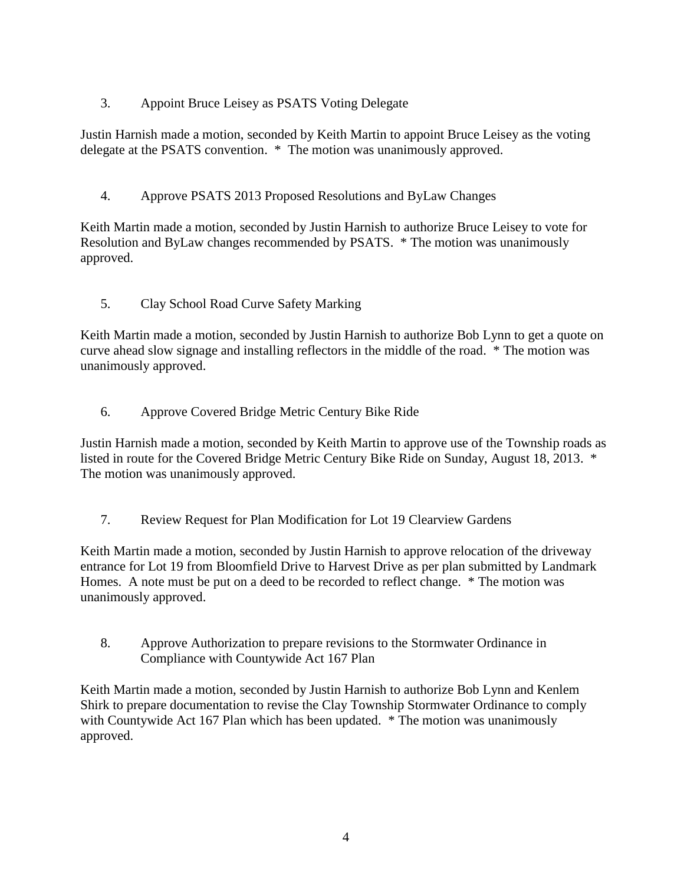3. Appoint Bruce Leisey as PSATS Voting Delegate

Justin Harnish made a motion, seconded by Keith Martin to appoint Bruce Leisey as the voting delegate at the PSATS convention. * The motion was unanimously approved.

4. Approve PSATS 2013 Proposed Resolutions and ByLaw Changes

Keith Martin made a motion, seconded by Justin Harnish to authorize Bruce Leisey to vote for Resolution and ByLaw changes recommended by PSATS. * The motion was unanimously approved.

5. Clay School Road Curve Safety Marking

Keith Martin made a motion, seconded by Justin Harnish to authorize Bob Lynn to get a quote on curve ahead slow signage and installing reflectors in the middle of the road. * The motion was unanimously approved.

6. Approve Covered Bridge Metric Century Bike Ride

Justin Harnish made a motion, seconded by Keith Martin to approve use of the Township roads as listed in route for the Covered Bridge Metric Century Bike Ride on Sunday, August 18, 2013. * The motion was unanimously approved.

7. Review Request for Plan Modification for Lot 19 Clearview Gardens

Keith Martin made a motion, seconded by Justin Harnish to approve relocation of the driveway entrance for Lot 19 from Bloomfield Drive to Harvest Drive as per plan submitted by Landmark Homes. A note must be put on a deed to be recorded to reflect change. * The motion was unanimously approved.

8. Approve Authorization to prepare revisions to the Stormwater Ordinance in Compliance with Countywide Act 167 Plan

Keith Martin made a motion, seconded by Justin Harnish to authorize Bob Lynn and Kenlem Shirk to prepare documentation to revise the Clay Township Stormwater Ordinance to comply with Countywide Act 167 Plan which has been updated. * The motion was unanimously approved.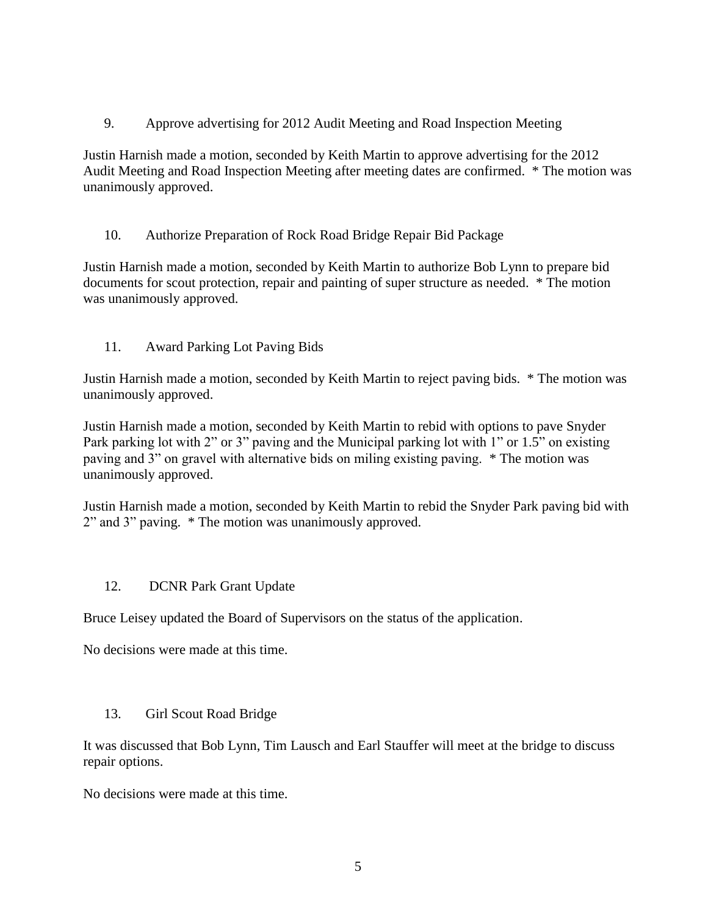9. Approve advertising for 2012 Audit Meeting and Road Inspection Meeting

Justin Harnish made a motion, seconded by Keith Martin to approve advertising for the 2012 Audit Meeting and Road Inspection Meeting after meeting dates are confirmed. * The motion was unanimously approved.

10. Authorize Preparation of Rock Road Bridge Repair Bid Package

Justin Harnish made a motion, seconded by Keith Martin to authorize Bob Lynn to prepare bid documents for scout protection, repair and painting of super structure as needed. * The motion was unanimously approved.

11. Award Parking Lot Paving Bids

Justin Harnish made a motion, seconded by Keith Martin to reject paving bids. * The motion was unanimously approved.

Justin Harnish made a motion, seconded by Keith Martin to rebid with options to pave Snyder Park parking lot with 2" or 3" paving and the Municipal parking lot with 1" or 1.5" on existing paving and 3" on gravel with alternative bids on miling existing paving. * The motion was unanimously approved.

Justin Harnish made a motion, seconded by Keith Martin to rebid the Snyder Park paving bid with 2" and 3" paving. * The motion was unanimously approved.

12. DCNR Park Grant Update

Bruce Leisey updated the Board of Supervisors on the status of the application.

No decisions were made at this time.

13. Girl Scout Road Bridge

It was discussed that Bob Lynn, Tim Lausch and Earl Stauffer will meet at the bridge to discuss repair options.

No decisions were made at this time.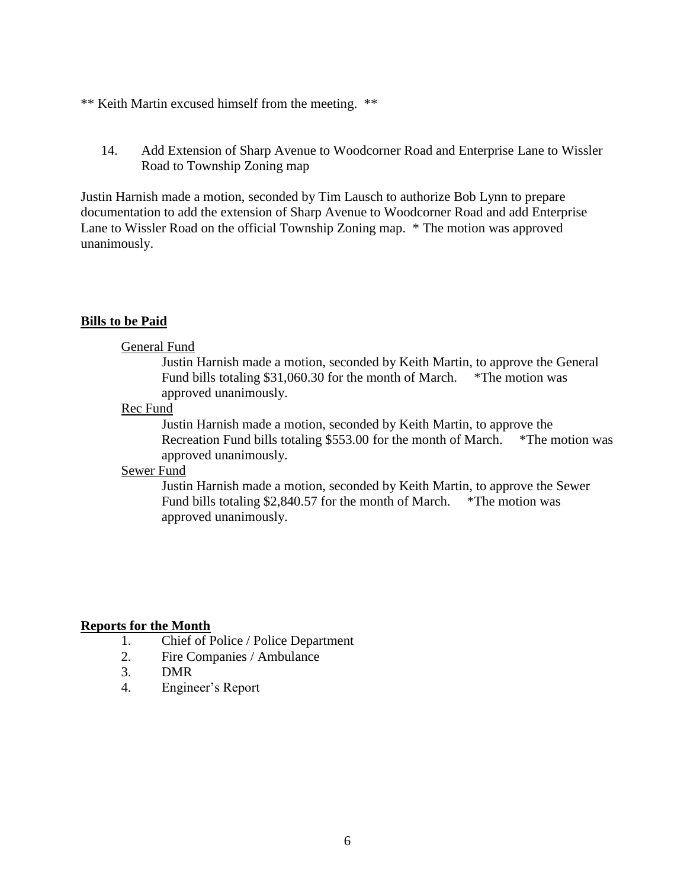** Keith Martin excused himself from the meeting. **

14. Add Extension of Sharp Avenue to Woodcorner Road and Enterprise Lane to Wissler Road to Township Zoning map

Justin Harnish made a motion, seconded by Tim Lausch to authorize Bob Lynn to prepare documentation to add the extension of Sharp Avenue to Woodcorner Road and add Enterprise Lane to Wissler Road on the official Township Zoning map. * The motion was approved unanimously.

**Bills to be Paid**

General Fund

Justin Harnish made a motion, seconded by Keith Martin, to approve the General Fund bills totaling $31,060.30 for the month of March. *The motion was approved unanimously.

Rec Fund

Justin Harnish made a motion, seconded by Keith Martin, to approve the Recreation Fund bills totaling $553.00 for the month of March. *The motion was approved unanimously.

Sewer Fund

Justin Harnish made a motion, seconded by Keith Martin, to approve the Sewer Fund bills totaling $2,840.57 for the month of March. *The motion was approved unanimously.

**Reports for the Month**

1. Chief of Police / Police Department
2. Fire Companies / Ambulance
3. DMR
4. Engineer's Report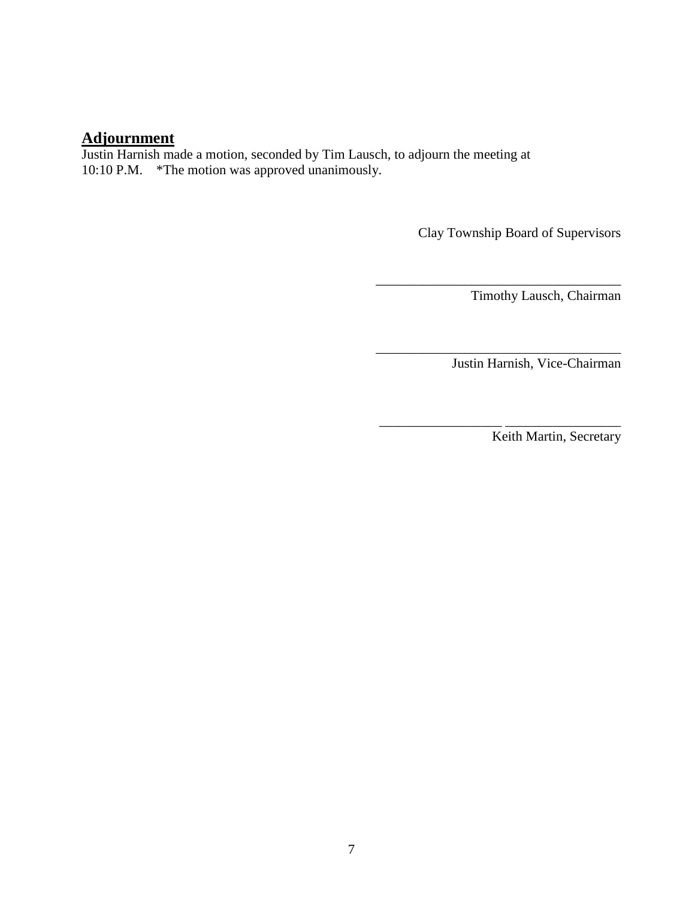## Adjournment

Justin Harnish made a motion, seconded by Tim Lausch, to adjourn the meeting at 10:10 P.M. *The motion was approved unanimously.

Clay Township Board of Supervisors

_____________________________________
Timothy Lausch, Chairman

_____________________________________
Justin Harnish, Vice-Chairman

__________________ ________________
Keith Martin, Secretary